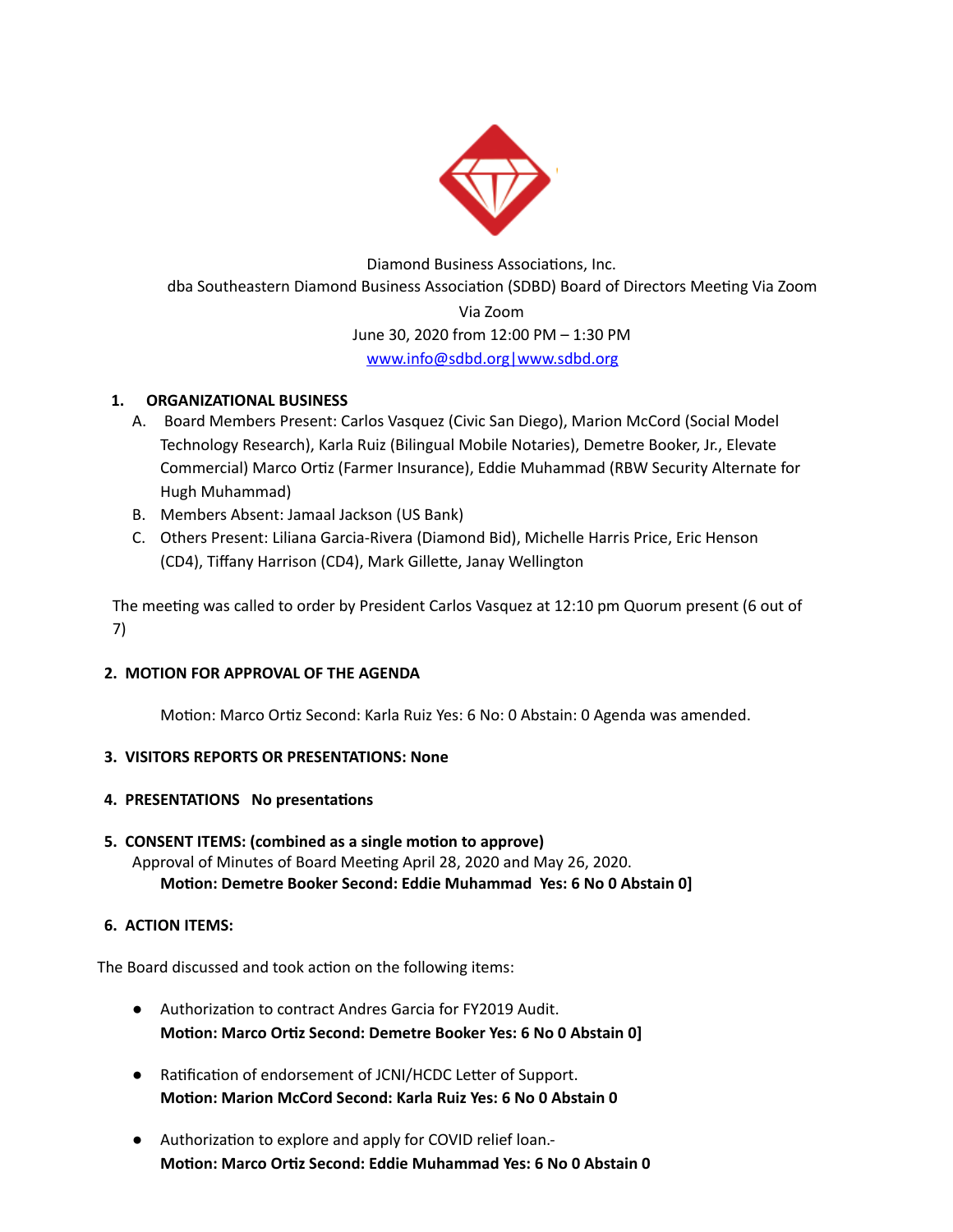Diamond Business Associations, Inc.
dba Southeastern Diamond Business Association (SDBD) Board of Directors Meeting Via Zoom
Via Zoom
June 30, 2020 from 12:00 PM – 1:30 PM
www.info@sdbd.org|www.sdbd.org

1. **ORGANIZATIONAL BUSINESS**
   A. Board Members Present: Carlos Vasquez (Civic San Diego), Marion McCord (Social Model Technology Research), Karla Ruiz (Bilingual Mobile Notaries), Demetre Booker, Jr., Elevate Commercial) Marco Ortiz (Farmer Insurance), Eddie Muhammad (RBW Security Alternate for Hugh Muhammad)
   B. Members Absent: Jamaal Jackson (US Bank)
   C. Others Present: Liliana Garcia-Rivera (Diamond Bid), Michelle Harris Price, Eric Henson (CD4), Tiffany Harrison (CD4), Mark Gillette, Janay Wellington

The meeting was called to order by President Carlos Vasquez at 12:10 pm Quorum present (6 out of 7)

2. **MOTION FOR APPROVAL OF THE AGENDA**

   Motion: Marco Ortiz Second: Karla Ruiz Yes: 6 No: 0 Abstain: 0 Agenda was amended.

3. **VISITORS REPORTS OR PRESENTATIONS: None**

4. **PRESENTATIONS No presentations**

5. **CONSENT ITEMS: (combined as a single motion to approve)**
   Approval of Minutes of Board Meeting April 28, 2020 and May 26, 2020.
   **Motion: Demetre Booker Second: Eddie Muhammad Yes: 6 No 0 Abstain 0]**

6. **ACTION ITEMS:**

The Board discussed and took action on the following items:

- Authorization to contract Andres Garcia for FY2019 Audit.
  **Motion: Marco Ortiz Second: Demetre Booker Yes: 6 No 0 Abstain 0]**

- Ratification of endorsement of JCNI/HCDC Letter of Support.
  **Motion: Marion McCord Second: Karla Ruiz Yes: 6 No 0 Abstain 0**

- Authorization to explore and apply for COVID relief loan.-
  **Motion: Marco Ortiz Second: Eddie Muhammad Yes: 6 No 0 Abstain 0**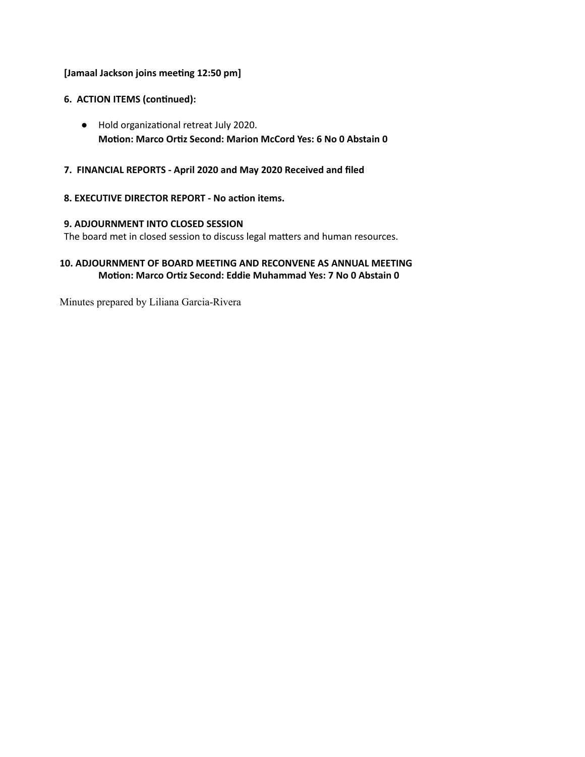**[Jamaal Jackson joins meeting 12:50 pm]**

**6. ACTION ITEMS (continued):**

- Hold organizational retreat July 2020.
  **Motion: Marco Ortiz Second: Marion McCord Yes: 6 No 0 Abstain 0**

**7. FINANCIAL REPORTS - April 2020 and May 2020 Received and filed**

**8. EXECUTIVE DIRECTOR REPORT - No action items.**

**9. ADJOURNMENT INTO CLOSED SESSION**

The board met in closed session to discuss legal matters and human resources.

**10. ADJOURNMENT OF BOARD MEETING AND RECONVENE AS ANNUAL MEETING**

**Motion: Marco Ortiz Second: Eddie Muhammad Yes: 7 No 0 Abstain 0**

Minutes prepared by Liliana Garcia-Rivera